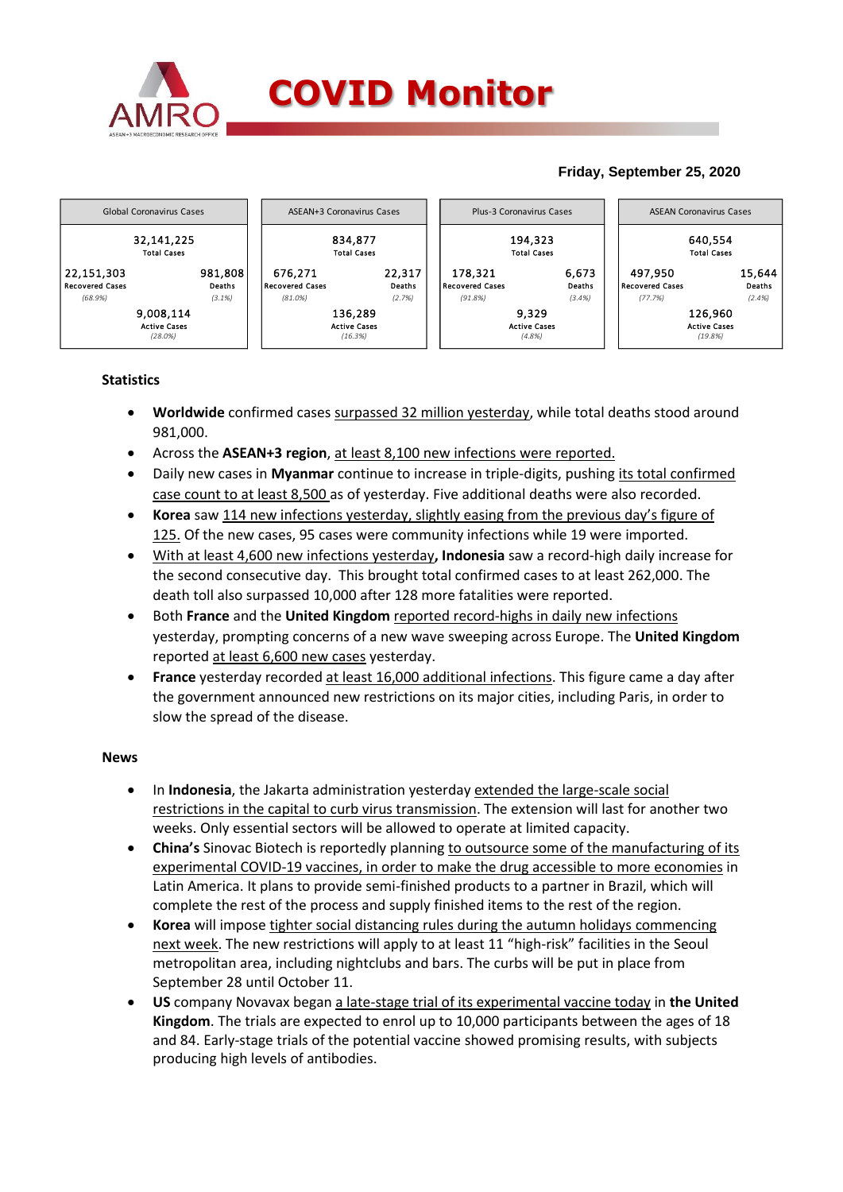# COVID Monitor

**Friday, September 25, 2020**

| Global Coronavirus Cases | | ASEAN+3 Coronavirus Cases | | Plus-3 Coronavirus Cases | | ASEAN Coronavirus Cases | |
|---|---|---|---|---|---|---|---|
| 32,141,225 Total Cases | | 834,877 Total Cases | | 194,323 Total Cases | | 640,554 Total Cases | |
| 22,151,303 Recovered Cases (68.9%) | 981,808 Deaths (3.1%) | 676,271 Recovered Cases (81.0%) | 22,317 Deaths (2.7%) | 178,321 Recovered Cases (91.8%) | 6,673 Deaths (3.4%) | 497,950 Recovered Cases (77.7%) | 15,644 Deaths (2.4%) |
| 9,008,114 Active Cases (28.0%) | | 136,289 Active Cases (16.3%) | | 9,329 Active Cases (4.8%) | | 126,960 Active Cases (19.8%) | |

## Statistics

- **Worldwide** confirmed cases surpassed 32 million yesterday, while total deaths stood around 981,000.
- Across the **ASEAN+3 region**, at least 8,100 new infections were reported.
- Daily new cases in **Myanmar** continue to increase in triple-digits, pushing its total confirmed case count to at least 8,500 as of yesterday. Five additional deaths were also recorded.
- **Korea** saw 114 new infections yesterday, slightly easing from the previous day's figure of 125. Of the new cases, 95 cases were community infections while 19 were imported.
- With at least 4,600 new infections yesterday**, Indonesia** saw a record-high daily increase for the second consecutive day. This brought total confirmed cases to at least 262,000. The death toll also surpassed 10,000 after 128 more fatalities were reported.
- Both **France** and the **United Kingdom** reported record-highs in daily new infections yesterday, prompting concerns of a new wave sweeping across Europe. The **United Kingdom** reported at least 6,600 new cases yesterday.
- **France** yesterday recorded at least 16,000 additional infections. This figure came a day after the government announced new restrictions on its major cities, including Paris, in order to slow the spread of the disease.

## News

- In **Indonesia**, the Jakarta administration yesterday extended the large-scale social restrictions in the capital to curb virus transmission. The extension will last for another two weeks. Only essential sectors will be allowed to operate at limited capacity.
- **China's** Sinovac Biotech is reportedly planning to outsource some of the manufacturing of its experimental COVID-19 vaccines, in order to make the drug accessible to more economies in Latin America. It plans to provide semi-finished products to a partner in Brazil, which will complete the rest of the process and supply finished items to the rest of the region.
- **Korea** will impose tighter social distancing rules during the autumn holidays commencing next week. The new restrictions will apply to at least 11 "high-risk" facilities in the Seoul metropolitan area, including nightclubs and bars. The curbs will be put in place from September 28 until October 11.
- **US** company Novavax began a late-stage trial of its experimental vaccine today in **the United Kingdom**. The trials are expected to enrol up to 10,000 participants between the ages of 18 and 84. Early-stage trials of the potential vaccine showed promising results, with subjects producing high levels of antibodies.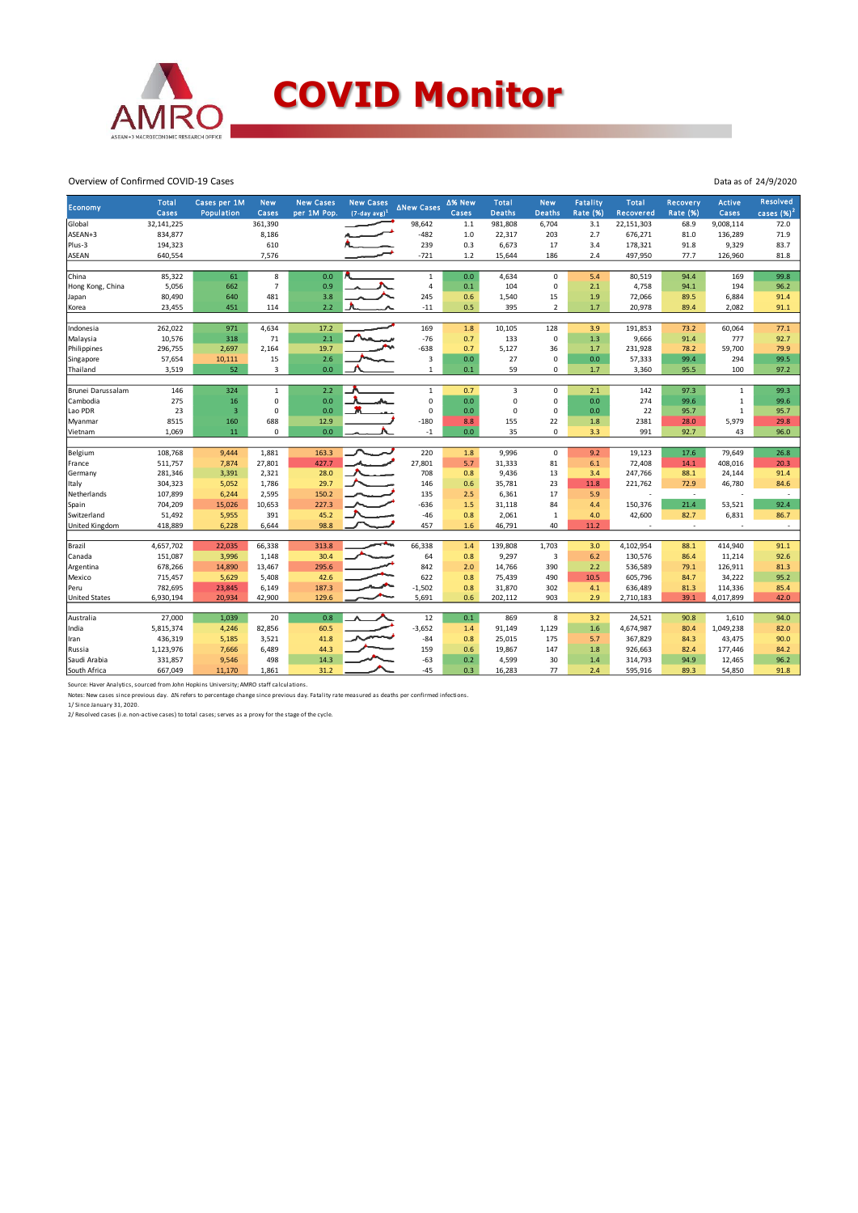# COVID Monitor

Overview of Confirmed COVID-19 Cases

Data as of 24/9/2020

| Economy | Total Cases | Cases per 1M Population | New Cases | New Cases per 1M Pop. | New Cases (7-day avg)[1] | ΔNew Cases | Δ% New Cases | Total Deaths | New Deaths | Fatality Rate (%) | Total Recovered | Recovery Rate (%) | Active Cases | Resolved cases (%)[2] |
|---|---|---|---|---|---|---|---|---|---|---|---|---|---|---|
| Global | 32,141,225 | | 361,390 | | | 98,642 | 1.1 | 981,808 | 6,704 | 3.1 | 22,151,303 | 68.9 | 9,008,114 | 72.0 |
| ASEAN+3 | 834,877 | | 8,186 | | | -482 | 1.0 | 22,317 | 203 | 2.7 | 676,271 | 81.0 | 136,289 | 71.9 |
| Plus-3 | 194,323 | | 610 | | | 239 | 0.3 | 6,673 | 17 | 3.4 | 178,321 | 91.8 | 9,329 | 83.7 |
| ASEAN | 640,554 | | 7,576 | | | -721 | 1.2 | 15,644 | 186 | 2.4 | 497,950 | 77.7 | 126,960 | 81.8 |
| China | 85,322 | 61 | 8 | 0.0 | | 1 | 0.0 | 4,634 | 0 | 5.4 | 80,519 | 94.4 | 169 | 99.8 |
| Hong Kong, China | 5,056 | 662 | 7 | 0.9 | | 4 | 0.1 | 104 | 0 | 2.1 | 4,758 | 94.1 | 194 | 96.2 |
| Japan | 80,490 | 640 | 481 | 3.8 | | 245 | 0.6 | 1,540 | 15 | 1.9 | 72,066 | 89.5 | 6,884 | 91.4 |
| Korea | 23,455 | 451 | 114 | 2.2 | | -11 | 0.5 | 395 | 2 | 1.7 | 20,978 | 89.4 | 2,082 | 91.1 |
| Indonesia | 262,022 | 971 | 4,634 | 17.2 | | 169 | 1.8 | 10,105 | 128 | 3.9 | 191,853 | 73.2 | 60,064 | 77.1 |
| Malaysia | 10,576 | 318 | 71 | 2.1 | | -76 | 0.7 | 133 | 0 | 1.3 | 9,666 | 91.4 | 777 | 92.7 |
| Philippines | 296,755 | 2,697 | 2,164 | 19.7 | | -638 | 0.7 | 5,127 | 36 | 1.7 | 231,928 | 78.2 | 59,700 | 79.9 |
| Singapore | 57,654 | 10,111 | 15 | 2.6 | | 3 | 0.0 | 27 | 0 | 0.0 | 57,333 | 99.4 | 294 | 99.5 |
| Thailand | 3,519 | 52 | 3 | 0.0 | | 1 | 0.1 | 59 | 0 | 1.7 | 3,360 | 95.5 | 100 | 97.2 |
| Brunei Darussalam | 146 | 324 | 1 | 2.2 | | 1 | 0.7 | 3 | 0 | 2.1 | 142 | 97.3 | 1 | 99.3 |
| Cambodia | 275 | 16 | 0 | 0.0 | | 0 | 0.0 | 0 | 0 | 0.0 | 274 | 99.6 | 1 | 99.6 |
| Lao PDR | 23 | 3 | 0 | 0.0 | | 0 | 0.0 | 0 | 0 | 0.0 | 22 | 95.7 | 1 | 95.7 |
| Myanmar | 8515 | 160 | 688 | 12.9 | | -180 | 8.8 | 155 | 22 | 1.8 | 2381 | 28.0 | 5,979 | 29.8 |
| Vietnam | 1,069 | 11 | 0 | 0.0 | | -1 | 0.0 | 35 | 0 | 3.3 | 991 | 92.7 | 43 | 96.0 |
| Belgium | 108,768 | 9,444 | 1,881 | 163.3 | | 220 | 1.8 | 9,996 | 0 | 9.2 | 19,123 | 17.6 | 79,649 | 26.8 |
| France | 511,757 | 7,874 | 27,801 | 427.7 | | 27,801 | 5.7 | 31,333 | 81 | 6.1 | 72,408 | 14.1 | 408,016 | 20.3 |
| Germany | 281,346 | 3,391 | 2,321 | 28.0 | | 708 | 0.8 | 9,436 | 13 | 3.4 | 247,766 | 88.1 | 24,144 | 91.4 |
| Italy | 304,323 | 5,052 | 1,786 | 29.7 | | 146 | 0.6 | 35,781 | 23 | 11.8 | 221,762 | 72.9 | 46,780 | 84.6 |
| Netherlands | 107,899 | 6,244 | 2,595 | 150.2 | | 135 | 2.5 | 6,361 | 17 | 5.9 | - | - | - | - |
| Spain | 704,209 | 15,026 | 10,653 | 227.3 | | -636 | 1.5 | 31,118 | 84 | 4.4 | 150,376 | 21.4 | 53,521 | 92.4 |
| Switzerland | 51,492 | 5,955 | 391 | 45.2 | | -46 | 0.8 | 2,061 | 1 | 4.0 | 42,600 | 82.7 | 6,831 | 86.7 |
| United Kingdom | 418,889 | 6,228 | 6,644 | 98.8 | | 457 | 1.6 | 46,791 | 40 | 11.2 | - | - | - | - |
| Brazil | 4,657,702 | 22,035 | 66,338 | 313.8 | | 66,338 | 1.4 | 139,808 | 1,703 | 3.0 | 4,102,954 | 88.1 | 414,940 | 91.1 |
| Canada | 151,087 | 3,996 | 1,148 | 30.4 | | 64 | 0.8 | 9,297 | 3 | 6.2 | 130,576 | 86.4 | 11,214 | 92.6 |
| Argentina | 678,266 | 14,890 | 13,467 | 295.6 | | 842 | 2.0 | 14,766 | 390 | 2.2 | 536,589 | 79.1 | 126,911 | 81.3 |
| Mexico | 715,457 | 5,629 | 5,408 | 42.6 | | 622 | 0.8 | 75,439 | 490 | 10.5 | 605,796 | 84.7 | 34,222 | 95.2 |
| Peru | 782,695 | 23,845 | 6,149 | 187.3 | | -1,502 | 0.8 | 31,870 | 302 | 4.1 | 636,489 | 81.3 | 114,336 | 85.4 |
| United States | 6,930,194 | 20,934 | 42,900 | 129.6 | | 5,691 | 0.6 | 202,112 | 903 | 2.9 | 2,710,183 | 39.1 | 4,017,899 | 42.0 |
| Australia | 27,000 | 1,039 | 20 | 0.8 | | 12 | 0.1 | 869 | 8 | 3.2 | 24,521 | 90.8 | 1,610 | 94.0 |
| India | 5,815,374 | 4,246 | 82,856 | 60.5 | | -3,652 | 1.4 | 91,149 | 1,129 | 1.6 | 4,674,987 | 80.4 | 1,049,238 | 82.0 |
| Iran | 436,319 | 5,185 | 3,521 | 41.8 | | -84 | 0.8 | 25,015 | 175 | 5.7 | 367,829 | 84.3 | 43,475 | 90.0 |
| Russia | 1,123,976 | 7,666 | 6,489 | 44.3 | | 159 | 0.6 | 19,867 | 147 | 1.8 | 926,663 | 82.4 | 177,446 | 84.2 |
| Saudi Arabia | 331,857 | 9,546 | 498 | 14.3 | | -63 | 0.2 | 4,599 | 30 | 1.4 | 314,793 | 94.9 | 12,465 | 96.2 |
| South Africa | 667,049 | 11,170 | 1,861 | 31.2 | | -45 | 0.3 | 16,283 | 77 | 2.4 | 595,916 | 89.3 | 54,850 | 91.8 |

Source: Haver Analytics, sourced from John Hopkins University; AMRO staff calculations.

Notes: New cases since previous day. Δ% refers to percentage change since previous day. Fatality rate measured as deaths per confirmed infections.

1/ Since January 31, 2020.

2/ Resolved cases (i.e. non-active cases) to total cases; serves as a proxy for the stage of the cycle.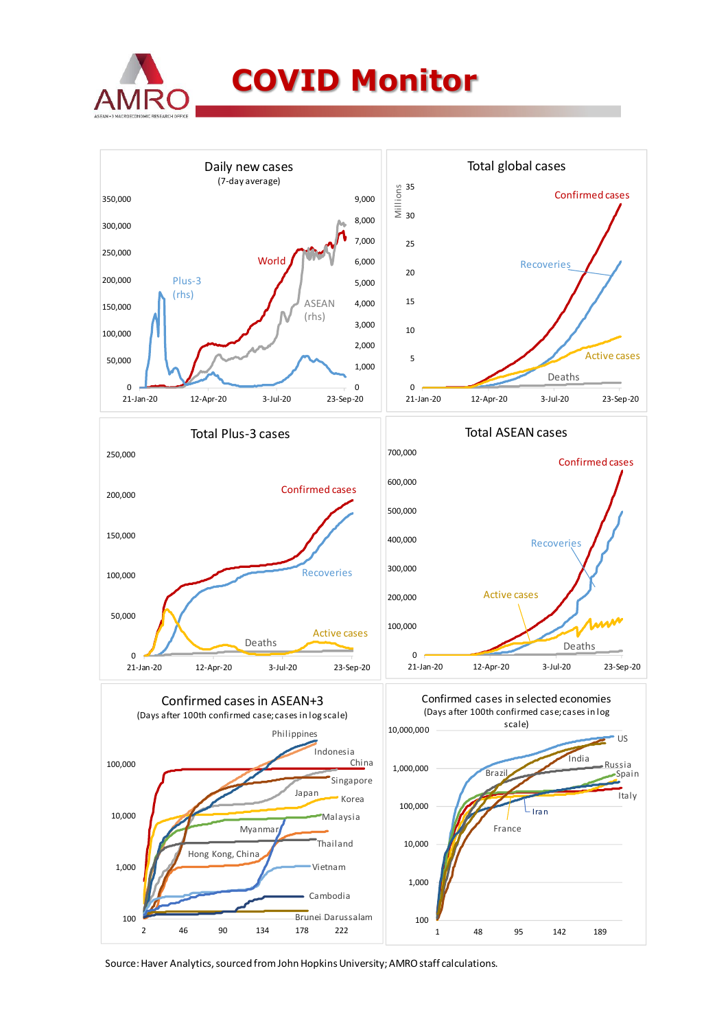# COVID Monitor

AMRO
ASEAN+3 MACROECONOMIC RESEARCH OFFICE

## Daily new cases
(7-day average)

350,000
300,000
250,000
200,000
150,000
100,000
50,000
0

9,000
8,000
7,000
6,000
5,000
4,000
3,000
2,000
1,000
0

World
Plus-3 (rhs)
ASEAN (rhs)

21-Jan-20
12-Apr-20
3-Jul-20
23-Sep-20

## Total global cases

Millions
35
30
25
20
15
10
5
0

Confirmed cases
Recoveries
Active cases
Deaths

21-Jan-20
12-Apr-20
3-Jul-20
23-Sep-20

## Total Plus-3 cases

250,000
200,000
150,000
100,000
50,000
0

Confirmed cases
Recoveries
Active cases
Deaths

21-Jan-20
12-Apr-20
3-Jul-20
23-Sep-20

## Total ASEAN cases

700,000
600,000
500,000
400,000
300,000
200,000
100,000
0

Confirmed cases
Recoveries
Active cases
Deaths

21-Jan-20
12-Apr-20
3-Jul-20
23-Sep-20

## Confirmed cases in ASEAN+3
(Days after 100th confirmed case; cases in log scale)

100,000
10,000
1,000
100

Philippines
Indonesia
China
Singapore
Japan
Korea
Malaysia
Myanmar
Thailand
Hong Kong, China
Vietnam
Cambodia
Brunei Darussalam

2
46
90
134
178
222

## Confirmed cases in selected economies
(Days after 100th confirmed case; cases in log scale)

10,000,000
1,000,000
100,000
10,000
1,000
100

US
India
Russia
Spain
Brazil
Italy
Iran
France

1
48
95
142
189

Source: Haver Analytics, sourced from John Hopkins University; AMRO staff calculations.